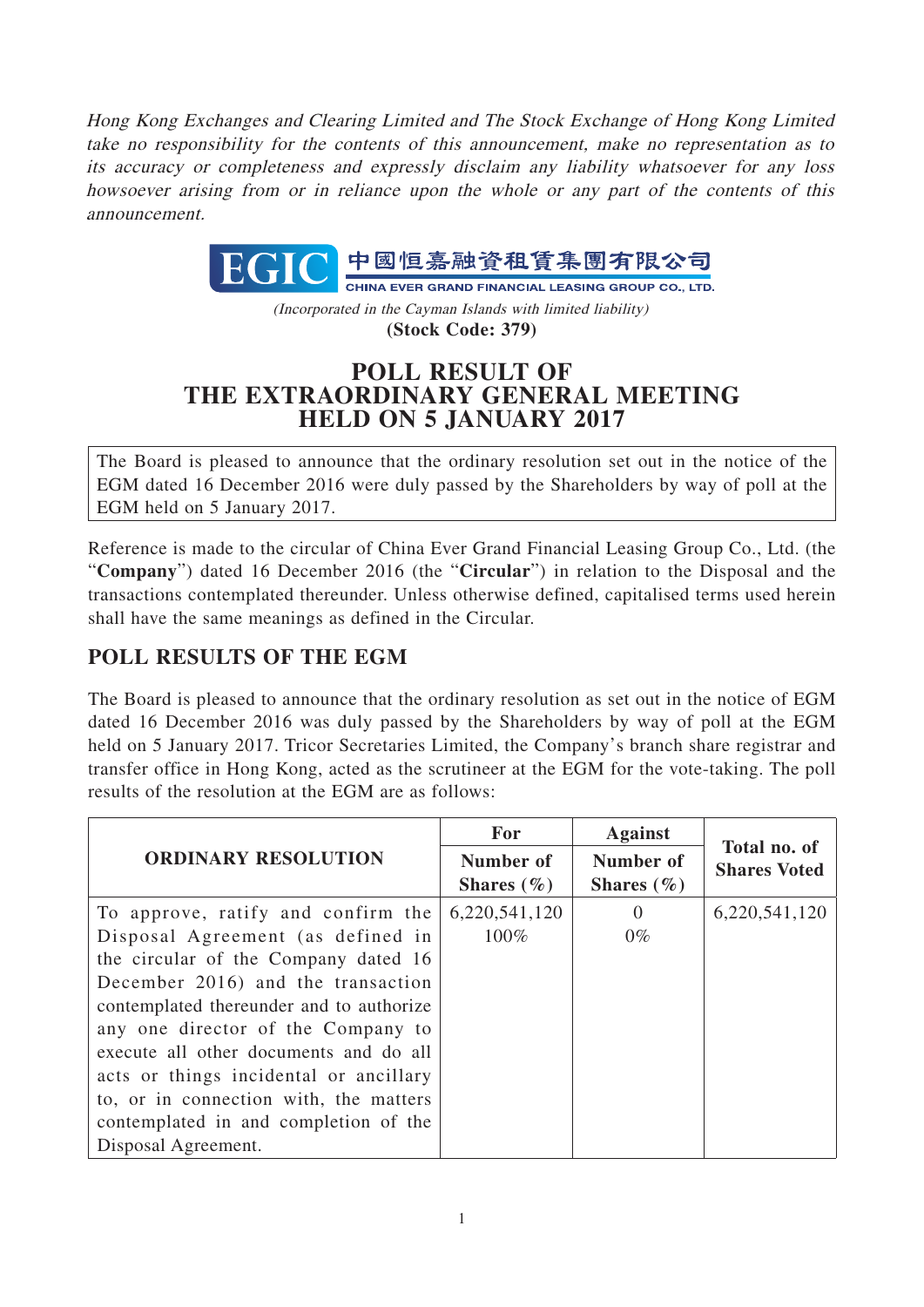*Hong Kong Exchanges and Clearing Limited and The Stock Exchange of Hong Kong Limited take no responsibility for the contents of this announcement, make no representation as to its accuracy or completeness and expressly disclaim any liability whatsoever for any loss howsoever arising from or in reliance upon the whole or any part of the contents of this announcement.*

EGIC 中國恒嘉融資租賃集團有限公司
CHINA EVER GRAND FINANCIAL LEASING GROUP CO., LTD.

*(Incorporated in the Cayman Islands with limited liability)*
**(Stock Code: 379)**

# POLL RESULT OF THE EXTRAORDINARY GENERAL MEETING HELD ON 5 JANUARY 2017

The Board is pleased to announce that the ordinary resolution set out in the notice of the EGM dated 16 December 2016 were duly passed by the Shareholders by way of poll at the EGM held on 5 January 2017.

Reference is made to the circular of China Ever Grand Financial Leasing Group Co., Ltd. (the "**Company**") dated 16 December 2016 (the "**Circular**") in relation to the Disposal and the transactions contemplated thereunder. Unless otherwise defined, capitalised terms used herein shall have the same meanings as defined in the Circular.

## POLL RESULTS OF THE EGM

The Board is pleased to announce that the ordinary resolution as set out in the notice of EGM dated 16 December 2016 was duly passed by the Shareholders by way of poll at the EGM held on 5 January 2017. Tricor Secretaries Limited, the Company's branch share registrar and transfer office in Hong Kong, acted as the scrutineer at the EGM for the vote-taking. The poll results of the resolution at the EGM are as follows:

| ORDINARY RESOLUTION | For | Against | Total no. of Shares Voted |
|---|---|---|---|
| | Number of Shares (%) | Number of Shares (%) | |
| To approve, ratify and confirm the Disposal Agreement (as defined in the circular of the Company dated 16 December 2016) and the transaction contemplated thereunder and to authorize any one director of the Company to execute all other documents and do all acts or things incidental or ancillary to, or in connection with, the matters contemplated in and completion of the Disposal Agreement. | 6,220,541,120<br>100% | 0<br>0% | 6,220,541,120 |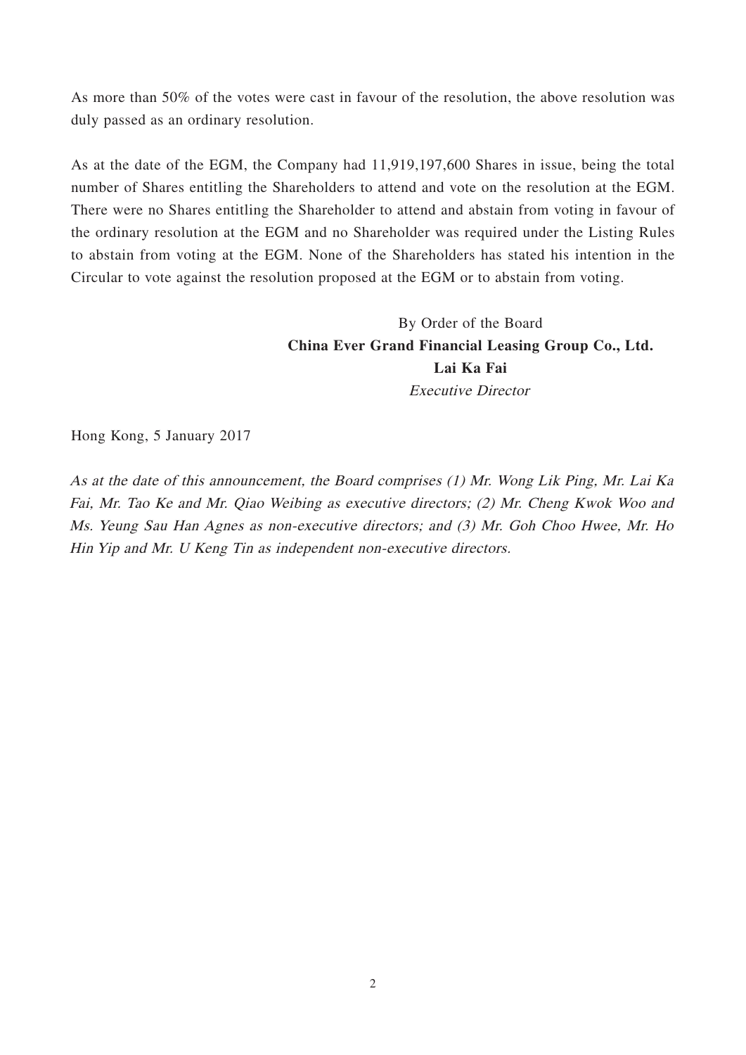As more than 50% of the votes were cast in favour of the resolution, the above resolution was duly passed as an ordinary resolution.

As at the date of the EGM, the Company had 11,919,197,600 Shares in issue, being the total number of Shares entitling the Shareholders to attend and vote on the resolution at the EGM. There were no Shares entitling the Shareholder to attend and abstain from voting in favour of the ordinary resolution at the EGM and no Shareholder was required under the Listing Rules to abstain from voting at the EGM. None of the Shareholders has stated his intention in the Circular to vote against the resolution proposed at the EGM or to abstain from voting.

By Order of the Board
**China Ever Grand Financial Leasing Group Co., Ltd.**
**Lai Ka Fai**
*Executive Director*

Hong Kong, 5 January 2017

*As at the date of this announcement, the Board comprises (1) Mr. Wong Lik Ping, Mr. Lai Ka Fai, Mr. Tao Ke and Mr. Qiao Weibing as executive directors; (2) Mr. Cheng Kwok Woo and Ms. Yeung Sau Han Agnes as non-executive directors; and (3) Mr. Goh Choo Hwee, Mr. Ho Hin Yip and Mr. U Keng Tin as independent non-executive directors.*